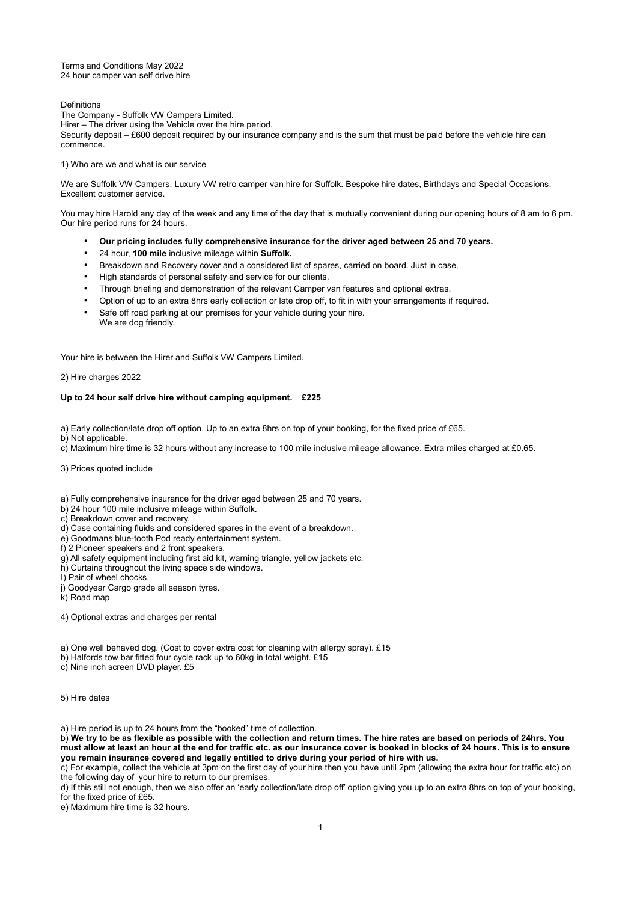Terms and Conditions May 2022
24 hour camper van self drive hire

Definitions
The Company - Suffolk VW Campers Limited.
Hirer – The driver using the Vehicle over the hire period.
Security deposit – £600 deposit required by our insurance company and is the sum that must be paid before the vehicle hire can commence.

1) Who are we and what is our service

We are Suffolk VW Campers. Luxury VW retro camper van hire for Suffolk. Bespoke hire dates, Birthdays and Special Occasions. Excellent customer service.

You may hire Harold any day of the week and any time of the day that is mutually convenient during our opening hours of 8 am to 6 pm. Our hire period runs for 24 hours.

- **Our pricing includes fully comprehensive insurance for the driver aged between 25 and 70 years.**
- 24 hour, **100 mile** inclusive mileage within **Suffolk.**
- Breakdown and Recovery cover and a considered list of spares, carried on board. Just in case.
- High standards of personal safety and service for our clients.
- Through briefing and demonstration of the relevant Camper van features and optional extras.
- Option of up to an extra 8hrs early collection or late drop off, to fit in with your arrangements if required.
- Safe off road parking at our premises for your vehicle during your hire.
  We are dog friendly.

Your hire is between the Hirer and Suffolk VW Campers Limited.

2) Hire charges 2022

**Up to 24 hour self drive hire without camping equipment. £225**

a) Early collection/late drop off option. Up to an extra 8hrs on top of your booking, for the fixed price of £65.
b) Not applicable.
c) Maximum hire time is 32 hours without any increase to 100 mile inclusive mileage allowance. Extra miles charged at £0.65.

3) Prices quoted include

a) Fully comprehensive insurance for the driver aged between 25 and 70 years.
b) 24 hour 100 mile inclusive mileage within Suffolk.
c) Breakdown cover and recovery.
d) Case containing fluids and considered spares in the event of a breakdown.
e) Goodmans blue-tooth Pod ready entertainment system.
f) 2 Pioneer speakers and 2 front speakers.
g) All safety equipment including first aid kit, warning triangle, yellow jackets etc.
h) Curtains throughout the living space side windows.
I) Pair of wheel chocks.
j) Goodyear Cargo grade all season tyres.
k) Road map

4) Optional extras and charges per rental

a) One well behaved dog. (Cost to cover extra cost for cleaning with allergy spray). £15
b) Halfords tow bar fitted four cycle rack up to 60kg in total weight. £15
c) Nine inch screen DVD player. £5

5) Hire dates

a) Hire period is up to 24 hours from the "booked" time of collection.
b) **We try to be as flexible as possible with the collection and return times. The hire rates are based on periods of 24hrs. You must allow at least an hour at the end for traffic etc. as our insurance cover is booked in blocks of 24 hours. This is to ensure you remain insurance covered and legally entitled to drive during your period of hire with us.**
c) For example, collect the vehicle at 3pm on the first day of your hire then you have until 2pm (allowing the extra hour for traffic etc) on the following day of your hire to return to our premises.
d) If this still not enough, then we also offer an 'early collection/late drop off' option giving you up to an extra 8hrs on top of your booking, for the fixed price of £65.
e) Maximum hire time is 32 hours.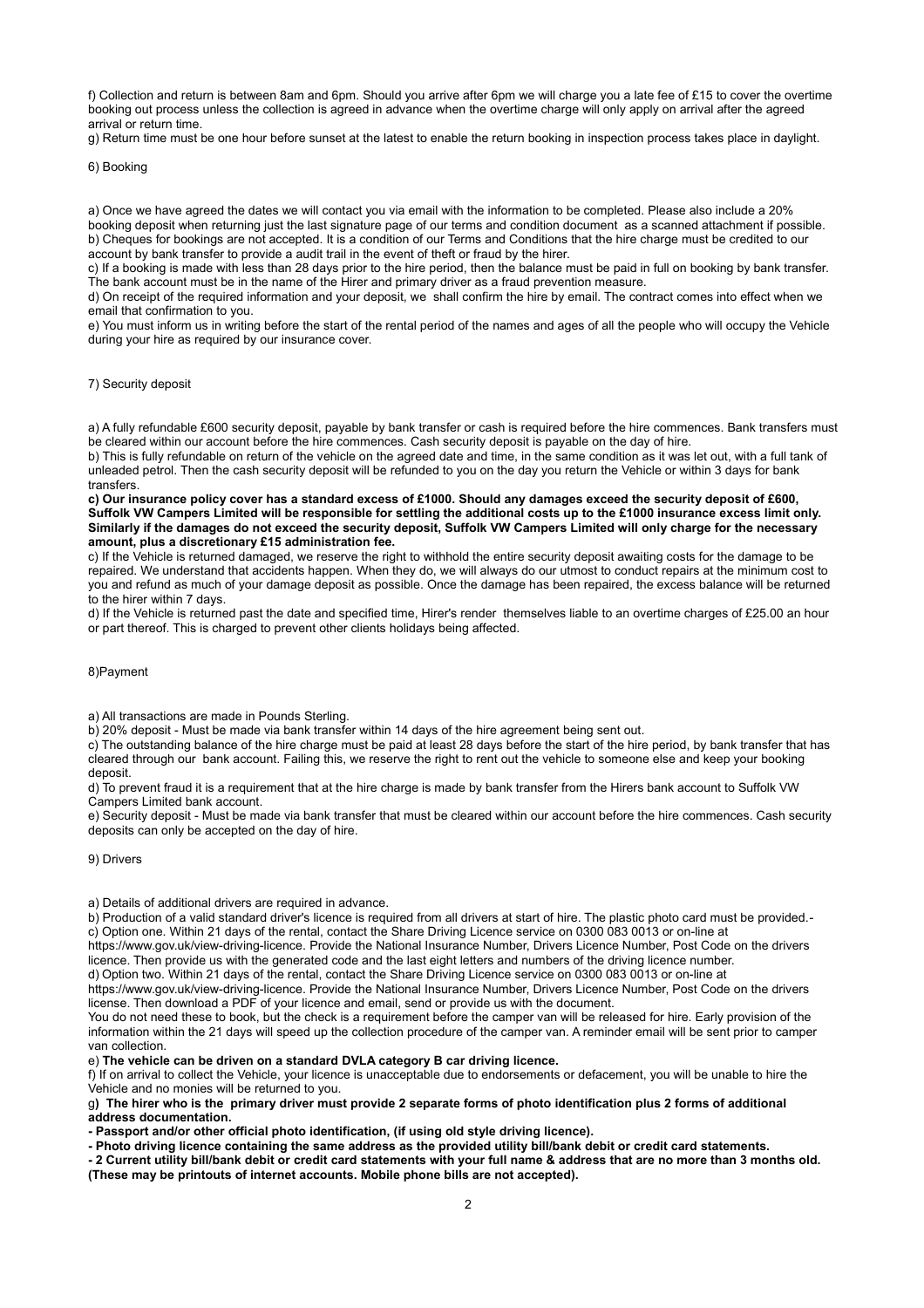f) Collection and return is between 8am and 6pm. Should you arrive after 6pm we will charge you a late fee of £15 to cover the overtime booking out process unless the collection is agreed in advance when the overtime charge will only apply on arrival after the agreed arrival or return time.

g) Return time must be one hour before sunset at the latest to enable the return booking in inspection process takes place in daylight.

6) Booking

a) Once we have agreed the dates we will contact you via email with the information to be completed. Please also include a 20% booking deposit when returning just the last signature page of our terms and condition document as a scanned attachment if possible.

b) Cheques for bookings are not accepted. It is a condition of our Terms and Conditions that the hire charge must be credited to our account by bank transfer to provide a audit trail in the event of theft or fraud by the hirer.

c) If a booking is made with less than 28 days prior to the hire period, then the balance must be paid in full on booking by bank transfer. The bank account must be in the name of the Hirer and primary driver as a fraud prevention measure.

d) On receipt of the required information and your deposit, we shall confirm the hire by email. The contract comes into effect when we email that confirmation to you.

e) You must inform us in writing before the start of the rental period of the names and ages of all the people who will occupy the Vehicle during your hire as required by our insurance cover.

7) Security deposit

a) A fully refundable £600 security deposit, payable by bank transfer or cash is required before the hire commences. Bank transfers must be cleared within our account before the hire commences. Cash security deposit is payable on the day of hire.

b) This is fully refundable on return of the vehicle on the agreed date and time, in the same condition as it was let out, with a full tank of unleaded petrol. Then the cash security deposit will be refunded to you on the day you return the Vehicle or within 3 days for bank transfers.

**c) Our insurance policy cover has a standard excess of £1000. Should any damages exceed the security deposit of £600, Suffolk VW Campers Limited will be responsible for settling the additional costs up to the £1000 insurance excess limit only. Similarly if the damages do not exceed the security deposit, Suffolk VW Campers Limited will only charge for the necessary amount, plus a discretionary £15 administration fee.**

c) If the Vehicle is returned damaged, we reserve the right to withhold the entire security deposit awaiting costs for the damage to be repaired. We understand that accidents happen. When they do, we will always do our utmost to conduct repairs at the minimum cost to you and refund as much of your damage deposit as possible. Once the damage has been repaired, the excess balance will be returned to the hirer within 7 days.

d) If the Vehicle is returned past the date and specified time, Hirer's render themselves liable to an overtime charges of £25.00 an hour or part thereof. This is charged to prevent other clients holidays being affected.

8)Payment

a) All transactions are made in Pounds Sterling.

b) 20% deposit - Must be made via bank transfer within 14 days of the hire agreement being sent out.

c) The outstanding balance of the hire charge must be paid at least 28 days before the start of the hire period, by bank transfer that has cleared through our bank account. Failing this, we reserve the right to rent out the vehicle to someone else and keep your booking deposit.

d) To prevent fraud it is a requirement that at the hire charge is made by bank transfer from the Hirers bank account to Suffolk VW Campers Limited bank account.

e) Security deposit - Must be made via bank transfer that must be cleared within our account before the hire commences. Cash security deposits can only be accepted on the day of hire.

9) Drivers

a) Details of additional drivers are required in advance.

b) Production of a valid standard driver's licence is required from all drivers at start of hire. The plastic photo card must be provided.-

c) Option one. Within 21 days of the rental, contact the Share Driving Licence service on 0300 083 0013 or on-line at https://www.gov.uk/view-driving-licence. Provide the National Insurance Number, Drivers Licence Number, Post Code on the drivers licence. Then provide us with the generated code and the last eight letters and numbers of the driving licence number.

d) Option two. Within 21 days of the rental, contact the Share Driving Licence service on 0300 083 0013 or on-line at https://www.gov.uk/view-driving-licence. Provide the National Insurance Number, Drivers Licence Number, Post Code on the drivers license. Then download a PDF of your licence and email, send or provide us with the document.

You do not need these to book, but the check is a requirement before the camper van will be released for hire. Early provision of the information within the 21 days will speed up the collection procedure of the camper van. A reminder email will be sent prior to camper van collection.

e) **The vehicle can be driven on a standard DVLA category B car driving licence.**

f) If on arrival to collect the Vehicle, your licence is unacceptable due to endorsements or defacement, you will be unable to hire the Vehicle and no monies will be returned to you.

g) **The hirer who is the primary driver must provide 2 separate forms of photo identification plus 2 forms of additional address documentation.**

**- Passport and/or other official photo identification, (if using old style driving licence).**

**- Photo driving licence containing the same address as the provided utility bill/bank debit or credit card statements.**

**- 2 Current utility bill/bank debit or credit card statements with your full name & address that are no more than 3 months old. (These may be printouts of internet accounts. Mobile phone bills are not accepted).**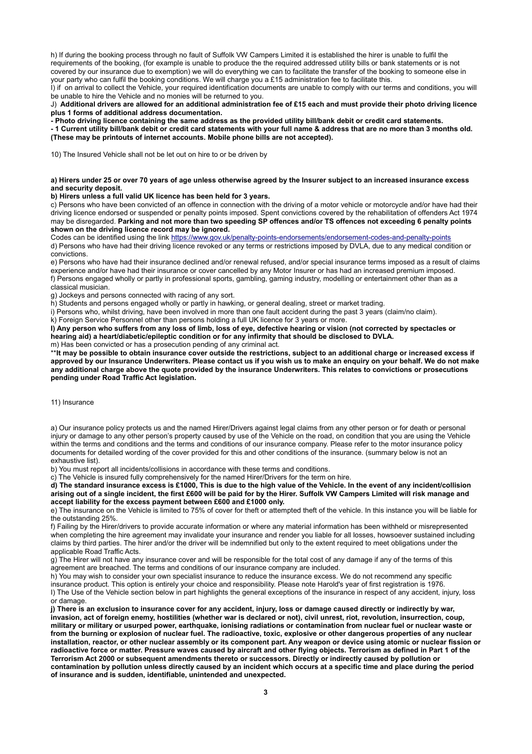h) If during the booking process through no fault of Suffolk VW Campers Limited it is established the hirer is unable to fulfil the requirements of the booking, (for example is unable to produce the the required addressed utility bills or bank statements or is not covered by our insurance due to exemption) we will do everything we can to facilitate the transfer of the booking to someone else in your party who can fulfil the booking conditions. We will charge you a £15 administration fee to facilitate this.

I) if on arrival to collect the Vehicle, your required identification documents are unable to comply with our terms and conditions, you will be unable to hire the Vehicle and no monies will be returned to you.

J) **Additional drivers are allowed for an additional administration fee of £15 each and must provide their photo driving licence plus 1 forms of additional address documentation.**

**- Photo driving licence containing the same address as the provided utility bill/bank debit or credit card statements.**

**- 1 Current utility bill/bank debit or credit card statements with your full name & address that are no more than 3 months old. (These may be printouts of internet accounts. Mobile phone bills are not accepted).**

10) The Insured Vehicle shall not be let out on hire to or be driven by

**a) Hirers under 25 or over 70 years of age unless otherwise agreed by the Insurer subject to an increased insurance excess and security deposit.**

**b) Hirers unless a full valid UK licence has been held for 3 years.**

c) Persons who have been convicted of an offence in connection with the driving of a motor vehicle or motorcycle and/or have had their driving licence endorsed or suspended or penalty points imposed. Spent convictions covered by the rehabilitation of offenders Act 1974 may be disregarded. **Parking and not more than two speeding SP offences and/or TS offences not exceeding 6 penalty points shown on the driving licence record may be ignored.**

Codes can be identified using the link https://www.gov.uk/penalty-points-endorsements/endorsement-codes-and-penalty-points

d) Persons who have had their driving licence revoked or any terms or restrictions imposed by DVLA, due to any medical condition or convictions.

e) Persons who have had their insurance declined and/or renewal refused, and/or special insurance terms imposed as a result of claims experience and/or have had their insurance or cover cancelled by any Motor Insurer or has had an increased premium imposed.

f) Persons engaged wholly or partly in professional sports, gambling, gaming industry, modelling or entertainment other than as a classical musician.

g) Jockeys and persons connected with racing of any sort.

h) Students and persons engaged wholly or partly in hawking, or general dealing, street or market trading.

i) Persons who, whilst driving, have been involved in more than one fault accident during the past 3 years (claim/no claim).

k) Foreign Service Personnel other than persons holding a full UK licence for 3 years or more.

**l) Any person who suffers from any loss of limb, loss of eye, defective hearing or vision (not corrected by spectacles or hearing aid) a heart/diabetic/epileptic condition or for any infirmity that should be disclosed to DVLA.**

m) Has been convicted or has a prosecution pending of any criminal act.

**It may be possible to obtain insurance cover outside the restrictions, subject to an additional charge or increased excess if approved by our Insurance Underwriters. Please contact us if you wish us to make an enquiry on your behalf. We do not make any additional charge above the quote provided by the insurance Underwriters. This relates to convictions or prosecutions pending under Road Traffic Act legislation.**

11) Insurance

a) Our insurance policy protects us and the named Hirer/Drivers against legal claims from any other person or for death or personal injury or damage to any other person's property caused by use of the Vehicle on the road, on condition that you are using the Vehicle within the terms and conditions and the terms and conditions of our insurance company. Please refer to the motor insurance policy documents for detailed wording of the cover provided for this and other conditions of the insurance. (summary below is not an exhaustive list).

b) You must report all incidents/collisions in accordance with these terms and conditions.

c) The Vehicle is insured fully comprehensively for the named Hirer/Drivers for the term on hire.

**d) The standard insurance excess is £1000, This is due to the high value of the Vehicle. In the event of any incident/collision arising out of a single incident, the first £600 will be paid for by the Hirer. Suffolk VW Campers Limited will risk manage and accept liability for the excess payment between £600 and £1000 only.**

e) The insurance on the Vehicle is limited to 75% of cover for theft or attempted theft of the vehicle. In this instance you will be liable for the outstanding 25%.

f) Failing by the Hirer/drivers to provide accurate information or where any material information has been withheld or misrepresented when completing the hire agreement may invalidate your insurance and render you liable for all losses, howsoever sustained including claims by third parties. The hirer and/or the driver will be indemnified but only to the extent required to meet obligations under the applicable Road Traffic Acts.

g) The Hirer will not have any insurance cover and will be responsible for the total cost of any damage if any of the terms of this agreement are breached. The terms and conditions of our insurance company are included.

h) You may wish to consider your own specialist insurance to reduce the insurance excess. We do not recommend any specific insurance product. This option is entirely your choice and responsibility. Please note Harold's year of first registration is 1976.

I) The Use of the Vehicle section below in part highlights the general exceptions of the insurance in respect of any accident, injury, loss or damage.

**j) There is an exclusion to insurance cover for any accident, injury, loss or damage caused directly or indirectly by war, invasion, act of foreign enemy, hostilities (whether war is declared or not), civil unrest, riot, revolution, insurrection, coup, military or military or usurped power, earthquake, ionising radiations or contamination from nuclear fuel or nuclear waste or from the burning or explosion of nuclear fuel. The radioactive, toxic, explosive or other dangerous properties of any nuclear installation, reactor, or other nuclear assembly or its component part. Any weapon or device using atomic or nuclear fission or radioactive force or matter. Pressure waves caused by aircraft and other flying objects. Terrorism as defined in Part 1 of the Terrorism Act 2000 or subsequent amendments thereto or successors. Directly or indirectly caused by pollution or contamination by pollution unless directly caused by an incident which occurs at a specific time and place during the period of insurance and is sudden, identifiable, unintended and unexpected.**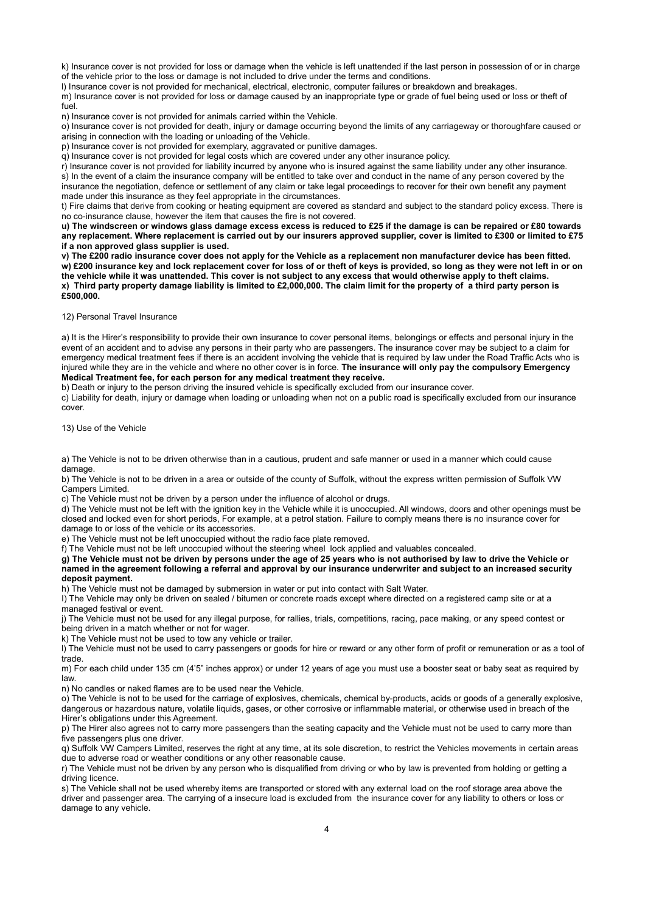k) Insurance cover is not provided for loss or damage when the vehicle is left unattended if the last person in possession of or in charge of the vehicle prior to the loss or damage is not included to drive under the terms and conditions.

l) Insurance cover is not provided for mechanical, electrical, electronic, computer failures or breakdown and breakages.

m) Insurance cover is not provided for loss or damage caused by an inappropriate type or grade of fuel being used or loss or theft of fuel.

n) Insurance cover is not provided for animals carried within the Vehicle.

o) Insurance cover is not provided for death, injury or damage occurring beyond the limits of any carriageway or thoroughfare caused or arising in connection with the loading or unloading of the Vehicle.

p) Insurance cover is not provided for exemplary, aggravated or punitive damages.

q) Insurance cover is not provided for legal costs which are covered under any other insurance policy.

r) Insurance cover is not provided for liability incurred by anyone who is insured against the same liability under any other insurance.

s) In the event of a claim the insurance company will be entitled to take over and conduct in the name of any person covered by the insurance the negotiation, defence or settlement of any claim or take legal proceedings to recover for their own benefit any payment made under this insurance as they feel appropriate in the circumstances.

t) Fire claims that derive from cooking or heating equipment are covered as standard and subject to the standard policy excess. There is no co-insurance clause, however the item that causes the fire is not covered.

**u) The windscreen or windows glass damage excess excess is reduced to £25 if the damage is can be repaired or £80 towards any replacement. Where replacement is carried out by our insurers approved supplier, cover is limited to £300 or limited to £75 if a non approved glass supplier is used.**

**v) The £200 radio insurance cover does not apply for the Vehicle as a replacement non manufacturer device has been fitted.**

**w) £200 insurance key and lock replacement cover for loss of or theft of keys is provided, so long as they were not left in or on the vehicle while it was unattended. This cover is not subject to any excess that would otherwise apply to theft claims.**

**x) Third party property damage liability is limited to £2,000,000. The claim limit for the property of a third party person is £500,000.**

12) Personal Travel Insurance

a) It is the Hirer's responsibility to provide their own insurance to cover personal items, belongings or effects and personal injury in the event of an accident and to advise any persons in their party who are passengers. The insurance cover may be subject to a claim for emergency medical treatment fees if there is an accident involving the vehicle that is required by law under the Road Traffic Acts who is injured while they are in the vehicle and where no other cover is in force. **The insurance will only pay the compulsory Emergency Medical Treatment fee, for each person for any medical treatment they receive.**

b) Death or injury to the person driving the insured vehicle is specifically excluded from our insurance cover.

c) Liability for death, injury or damage when loading or unloading when not on a public road is specifically excluded from our insurance cover.

13) Use of the Vehicle

a) The Vehicle is not to be driven otherwise than in a cautious, prudent and safe manner or used in a manner which could cause damage.

b) The Vehicle is not to be driven in a area or outside of the county of Suffolk, without the express written permission of Suffolk VW Campers Limited.

c) The Vehicle must not be driven by a person under the influence of alcohol or drugs.

d) The Vehicle must not be left with the ignition key in the Vehicle while it is unoccupied. All windows, doors and other openings must be closed and locked even for short periods, For example, at a petrol station. Failure to comply means there is no insurance cover for damage to or loss of the vehicle or its accessories.

e) The Vehicle must not be left unoccupied without the radio face plate removed.

f) The Vehicle must not be left unoccupied without the steering wheel lock applied and valuables concealed.

**g) The Vehicle must not be driven by persons under the age of 25 years who is not authorised by law to drive the Vehicle or named in the agreement following a referral and approval by our insurance underwriter and subject to an increased security deposit payment.**

h) The Vehicle must not be damaged by submersion in water or put into contact with Salt Water.

I) The Vehicle may only be driven on sealed / bitumen or concrete roads except where directed on a registered camp site or at a managed festival or event.

j) The Vehicle must not be used for any illegal purpose, for rallies, trials, competitions, racing, pace making, or any speed contest or being driven in a match whether or not for wager.

k) The Vehicle must not be used to tow any vehicle or trailer.

l) The Vehicle must not be used to carry passengers or goods for hire or reward or any other form of profit or remuneration or as a tool of trade.

m) For each child under 135 cm (4'5" inches approx) or under 12 years of age you must use a booster seat or baby seat as required by law.

n) No candles or naked flames are to be used near the Vehicle.

o) The Vehicle is not to be used for the carriage of explosives, chemicals, chemical by-products, acids or goods of a generally explosive, dangerous or hazardous nature, volatile liquids, gases, or other corrosive or inflammable material, or otherwise used in breach of the Hirer's obligations under this Agreement.

p) The Hirer also agrees not to carry more passengers than the seating capacity and the Vehicle must not be used to carry more than five passengers plus one driver.

q) Suffolk VW Campers Limited, reserves the right at any time, at its sole discretion, to restrict the Vehicles movements in certain areas due to adverse road or weather conditions or any other reasonable cause.

r) The Vehicle must not be driven by any person who is disqualified from driving or who by law is prevented from holding or getting a driving licence.

s) The Vehicle shall not be used whereby items are transported or stored with any external load on the roof storage area above the driver and passenger area. The carrying of a insecure load is excluded from the insurance cover for any liability to others or loss or damage to any vehicle.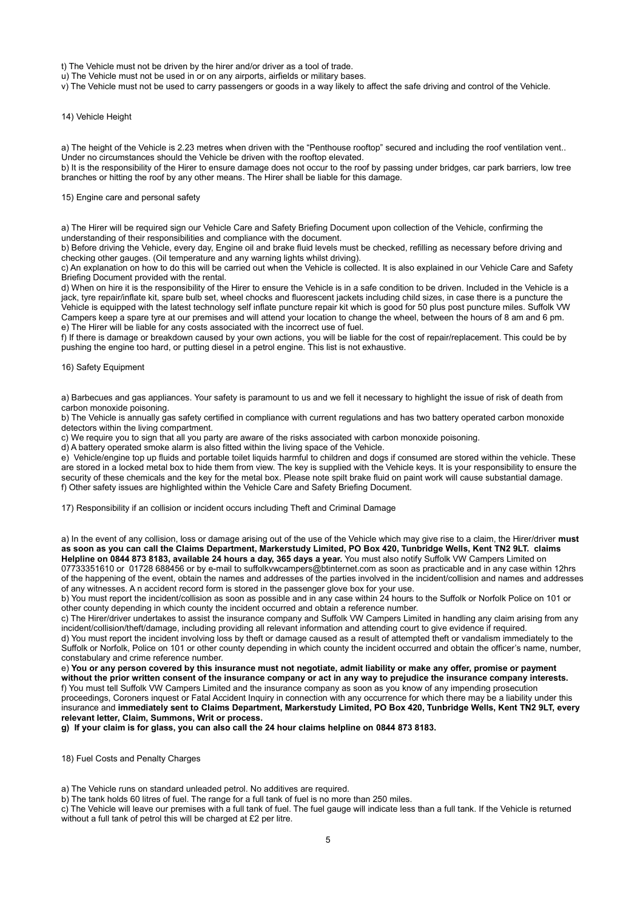t) The Vehicle must not be driven by the hirer and/or driver as a tool of trade.

u) The Vehicle must not be used in or on any airports, airfields or military bases.

v) The Vehicle must not be used to carry passengers or goods in a way likely to affect the safe driving and control of the Vehicle.

14) Vehicle Height

a) The height of the Vehicle is 2.23 metres when driven with the "Penthouse rooftop" secured and including the roof ventilation vent.. Under no circumstances should the Vehicle be driven with the rooftop elevated.

b) It is the responsibility of the Hirer to ensure damage does not occur to the roof by passing under bridges, car park barriers, low tree branches or hitting the roof by any other means. The Hirer shall be liable for this damage.

15) Engine care and personal safety

a) The Hirer will be required sign our Vehicle Care and Safety Briefing Document upon collection of the Vehicle, confirming the understanding of their responsibilities and compliance with the document.

b) Before driving the Vehicle, every day, Engine oil and brake fluid levels must be checked, refilling as necessary before driving and checking other gauges. (Oil temperature and any warning lights whilst driving).

c) An explanation on how to do this will be carried out when the Vehicle is collected. It is also explained in our Vehicle Care and Safety Briefing Document provided with the rental.

d) When on hire it is the responsibility of the Hirer to ensure the Vehicle is in a safe condition to be driven. Included in the Vehicle is a jack, tyre repair/inflate kit, spare bulb set, wheel chocks and fluorescent jackets including child sizes, in case there is a puncture the Vehicle is equipped with the latest technology self inflate puncture repair kit which is good for 50 plus post puncture miles. Suffolk VW Campers keep a spare tyre at our premises and will attend your location to change the wheel, between the hours of 8 am and 6 pm.

e) The Hirer will be liable for any costs associated with the incorrect use of fuel.

f) If there is damage or breakdown caused by your own actions, you will be liable for the cost of repair/replacement. This could be by pushing the engine too hard, or putting diesel in a petrol engine. This list is not exhaustive.

16) Safety Equipment

a) Barbecues and gas appliances. Your safety is paramount to us and we fell it necessary to highlight the issue of risk of death from carbon monoxide poisoning.

b) The Vehicle is annually gas safety certified in compliance with current regulations and has two battery operated carbon monoxide detectors within the living compartment.

c) We require you to sign that all you party are aware of the risks associated with carbon monoxide poisoning.

d) A battery operated smoke alarm is also fitted within the living space of the Vehicle.

e) Vehicle/engine top up fluids and portable toilet liquids harmful to children and dogs if consumed are stored within the vehicle. These are stored in a locked metal box to hide them from view. The key is supplied with the Vehicle keys. It is your responsibility to ensure the security of these chemicals and the key for the metal box. Please note spilt brake fluid on paint work will cause substantial damage.

f) Other safety issues are highlighted within the Vehicle Care and Safety Briefing Document.

17) Responsibility if an collision or incident occurs including Theft and Criminal Damage

a) In the event of any collision, loss or damage arising out of the use of the Vehicle which may give rise to a claim, the Hirer/driver **must as soon as you can call the Claims Department, Markerstudy Limited, PO Box 420, Tunbridge Wells, Kent TN2 9LT. claims Helpline on 0844 873 8183, available 24 hours a day, 365 days a year.** You must also notify Suffolk VW Campers Limited on 07733351610 or 01728 688456 or by e-mail to suffolkvwcampers@btinternet.com as soon as practicable and in any case within 12hrs of the happening of the event, obtain the names and addresses of the parties involved in the incident/collision and names and addresses of any witnesses. A n accident record form is stored in the passenger glove box for your use.

b) You must report the incident/collision as soon as possible and in any case within 24 hours to the Suffolk or Norfolk Police on 101 or other county depending in which county the incident occurred and obtain a reference number.

c) The Hirer/driver undertakes to assist the insurance company and Suffolk VW Campers Limited in handling any claim arising from any incident/collision/theft/damage, including providing all relevant information and attending court to give evidence if required.

d) You must report the incident involving loss by theft or damage caused as a result of attempted theft or vandalism immediately to the Suffolk or Norfolk, Police on 101 or other county depending in which county the incident occurred and obtain the officer's name, number, constabulary and crime reference number.

e) **You or any person covered by this insurance must not negotiate, admit liability or make any offer, promise or payment without the prior written consent of the insurance company or act in any way to prejudice the insurance company interests.**

f) You must tell Suffolk VW Campers Limited and the insurance company as soon as you know of any impending prosecution proceedings, Coroners inquest or Fatal Accident Inquiry in connection with any occurrence for which there may be a liability under this insurance and **immediately sent to Claims Department, Markerstudy Limited, PO Box 420, Tunbridge Wells, Kent TN2 9LT, every relevant letter, Claim, Summons, Writ or process.**

**g) If your claim is for glass, you can also call the 24 hour claims helpline on 0844 873 8183.**

18) Fuel Costs and Penalty Charges

a) The Vehicle runs on standard unleaded petrol. No additives are required.

b) The tank holds 60 litres of fuel. The range for a full tank of fuel is no more than 250 miles.

c) The Vehicle will leave our premises with a full tank of fuel. The fuel gauge will indicate less than a full tank. If the Vehicle is returned without a full tank of petrol this will be charged at £2 per litre.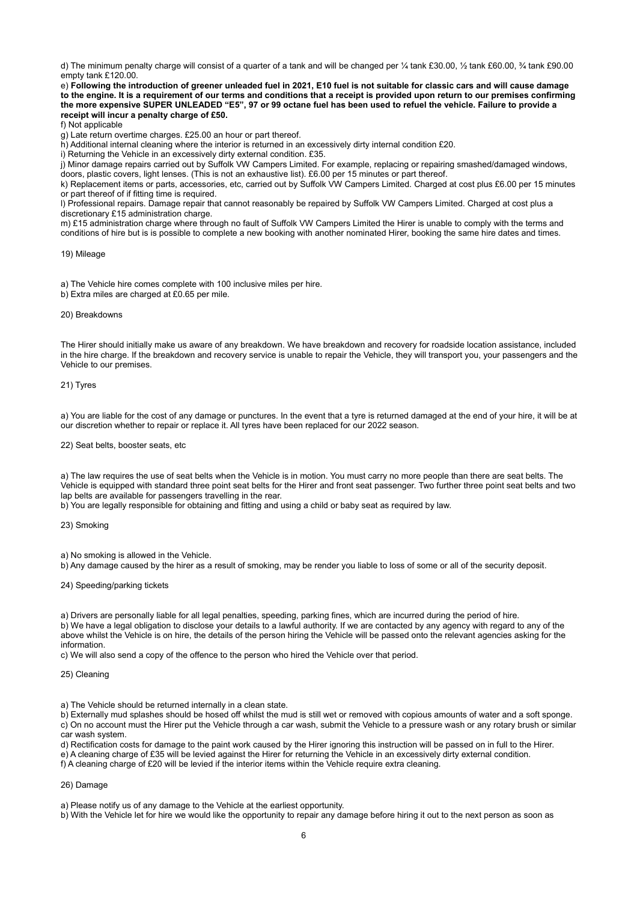d) The minimum penalty charge will consist of a quarter of a tank and will be changed per ¼ tank £30.00, ½ tank £60.00, ¾ tank £90.00 empty tank £120.00.

e) **Following the introduction of greener unleaded fuel in 2021, E10 fuel is not suitable for classic cars and will cause damage to the engine. It is a requirement of our terms and conditions that a receipt is provided upon return to our premises confirming the more expensive SUPER UNLEADED "E5", 97 or 99 octane fuel has been used to refuel the vehicle. Failure to provide a receipt will incur a penalty charge of £50.**

f) Not applicable

g) Late return overtime charges. £25.00 an hour or part thereof.

h) Additional internal cleaning where the interior is returned in an excessively dirty internal condition £20.

i) Returning the Vehicle in an excessively dirty external condition. £35.

j) Minor damage repairs carried out by Suffolk VW Campers Limited. For example, replacing or repairing smashed/damaged windows, doors, plastic covers, light lenses. (This is not an exhaustive list). £6.00 per 15 minutes or part thereof.

k) Replacement items or parts, accessories, etc, carried out by Suffolk VW Campers Limited. Charged at cost plus £6.00 per 15 minutes or part thereof of if fitting time is required.

l) Professional repairs. Damage repair that cannot reasonably be repaired by Suffolk VW Campers Limited. Charged at cost plus a discretionary £15 administration charge.

m) £15 administration charge where through no fault of Suffolk VW Campers Limited the Hirer is unable to comply with the terms and conditions of hire but is is possible to complete a new booking with another nominated Hirer, booking the same hire dates and times.

19) Mileage

a) The Vehicle hire comes complete with 100 inclusive miles per hire.

b) Extra miles are charged at £0.65 per mile.

20) Breakdowns

The Hirer should initially make us aware of any breakdown. We have breakdown and recovery for roadside location assistance, included in the hire charge. If the breakdown and recovery service is unable to repair the Vehicle, they will transport you, your passengers and the Vehicle to our premises.

21) Tyres

a) You are liable for the cost of any damage or punctures. In the event that a tyre is returned damaged at the end of your hire, it will be at our discretion whether to repair or replace it. All tyres have been replaced for our 2022 season.

22) Seat belts, booster seats, etc

a) The law requires the use of seat belts when the Vehicle is in motion. You must carry no more people than there are seat belts. The Vehicle is equipped with standard three point seat belts for the Hirer and front seat passenger. Two further three point seat belts and two lap belts are available for passengers travelling in the rear.

b) You are legally responsible for obtaining and fitting and using a child or baby seat as required by law.

23) Smoking

a) No smoking is allowed in the Vehicle.

b) Any damage caused by the hirer as a result of smoking, may be render you liable to loss of some or all of the security deposit.

24) Speeding/parking tickets

a) Drivers are personally liable for all legal penalties, speeding, parking fines, which are incurred during the period of hire.

b) We have a legal obligation to disclose your details to a lawful authority. If we are contacted by any agency with regard to any of the above whilst the Vehicle is on hire, the details of the person hiring the Vehicle will be passed onto the relevant agencies asking for the information.

c) We will also send a copy of the offence to the person who hired the Vehicle over that period.

25) Cleaning

a) The Vehicle should be returned internally in a clean state.

b) Externally mud splashes should be hosed off whilst the mud is still wet or removed with copious amounts of water and a soft sponge.

c) On no account must the Hirer put the Vehicle through a car wash, submit the Vehicle to a pressure wash or any rotary brush or similar car wash system.

d) Rectification costs for damage to the paint work caused by the Hirer ignoring this instruction will be passed on in full to the Hirer.

e) A cleaning charge of £35 will be levied against the Hirer for returning the Vehicle in an excessively dirty external condition.

f) A cleaning charge of £20 will be levied if the interior items within the Vehicle require extra cleaning.

26) Damage

a) Please notify us of any damage to the Vehicle at the earliest opportunity.

b) With the Vehicle let for hire we would like the opportunity to repair any damage before hiring it out to the next person as soon as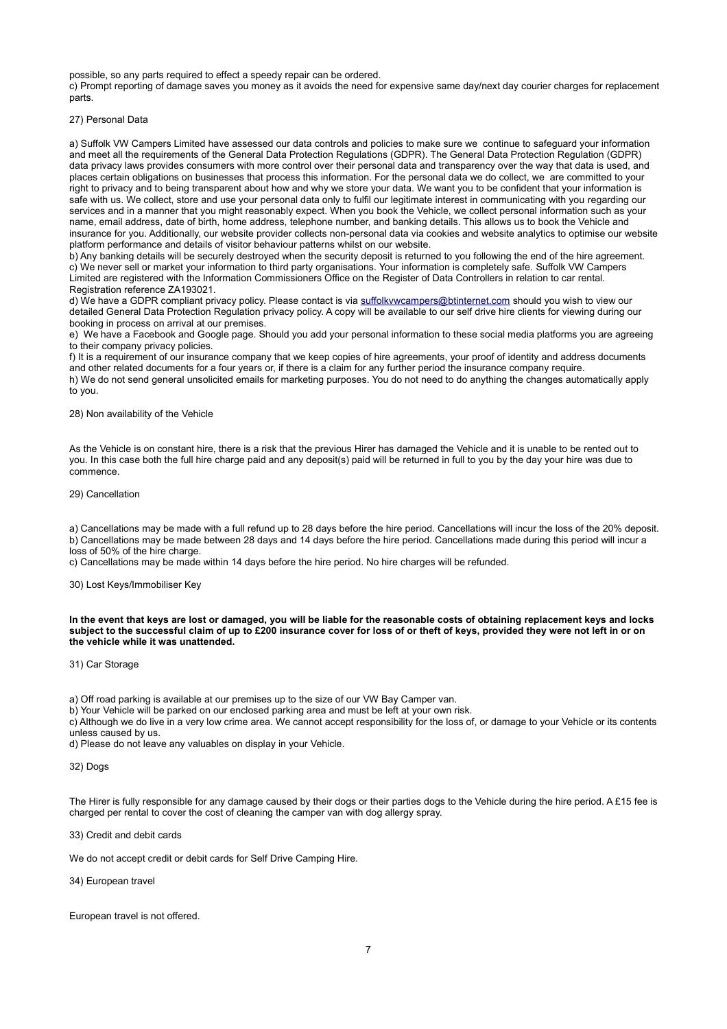possible, so any parts required to effect a speedy repair can be ordered.

c) Prompt reporting of damage saves you money as it avoids the need for expensive same day/next day courier charges for replacement parts.

27) Personal Data

a) Suffolk VW Campers Limited have assessed our data controls and policies to make sure we continue to safeguard your information and meet all the requirements of the General Data Protection Regulations (GDPR). The General Data Protection Regulation (GDPR) data privacy laws provides consumers with more control over their personal data and transparency over the way that data is used, and places certain obligations on businesses that process this information. For the personal data we do collect, we are committed to your right to privacy and to being transparent about how and why we store your data. We want you to be confident that your information is safe with us. We collect, store and use your personal data only to fulfil our legitimate interest in communicating with you regarding our services and in a manner that you might reasonably expect. When you book the Vehicle, we collect personal information such as your name, email address, date of birth, home address, telephone number, and banking details. This allows us to book the Vehicle and insurance for you. Additionally, our website provider collects non-personal data via cookies and website analytics to optimise our website platform performance and details of visitor behaviour patterns whilst on our website.

b) Any banking details will be securely destroyed when the security deposit is returned to you following the end of the hire agreement.

c) We never sell or market your information to third party organisations. Your information is completely safe. Suffolk VW Campers Limited are registered with the Information Commissioners Office on the Register of Data Controllers in relation to car rental. Registration reference ZA193021.

d) We have a GDPR compliant privacy policy. Please contact is via suffolkvwcampers@btinternet.com should you wish to view our detailed General Data Protection Regulation privacy policy. A copy will be available to our self drive hire clients for viewing during our booking in process on arrival at our premises.

e) We have a Facebook and Google page. Should you add your personal information to these social media platforms you are agreeing to their company privacy policies.

f) It is a requirement of our insurance company that we keep copies of hire agreements, your proof of identity and address documents and other related documents for a four years or, if there is a claim for any further period the insurance company require.

h) We do not send general unsolicited emails for marketing purposes. You do not need to do anything the changes automatically apply to you.

28) Non availability of the Vehicle

As the Vehicle is on constant hire, there is a risk that the previous Hirer has damaged the Vehicle and it is unable to be rented out to you. In this case both the full hire charge paid and any deposit(s) paid will be returned in full to you by the day your hire was due to commence.

29) Cancellation

a) Cancellations may be made with a full refund up to 28 days before the hire period. Cancellations will incur the loss of the 20% deposit.

b) Cancellations may be made between 28 days and 14 days before the hire period. Cancellations made during this period will incur a loss of 50% of the hire charge.

c) Cancellations may be made within 14 days before the hire period. No hire charges will be refunded.

30) Lost Keys/Immobiliser Key

**In the event that keys are lost or damaged, you will be liable for the reasonable costs of obtaining replacement keys and locks subject to the successful claim of up to £200 insurance cover for loss of or theft of keys, provided they were not left in or on the vehicle while it was unattended.**

31) Car Storage

a) Off road parking is available at our premises up to the size of our VW Bay Camper van.

b) Your Vehicle will be parked on our enclosed parking area and must be left at your own risk.

c) Although we do live in a very low crime area. We cannot accept responsibility for the loss of, or damage to your Vehicle or its contents unless caused by us.

d) Please do not leave any valuables on display in your Vehicle.

32) Dogs

The Hirer is fully responsible for any damage caused by their dogs or their parties dogs to the Vehicle during the hire period. A £15 fee is charged per rental to cover the cost of cleaning the camper van with dog allergy spray.

33) Credit and debit cards

We do not accept credit or debit cards for Self Drive Camping Hire.

34) European travel

European travel is not offered.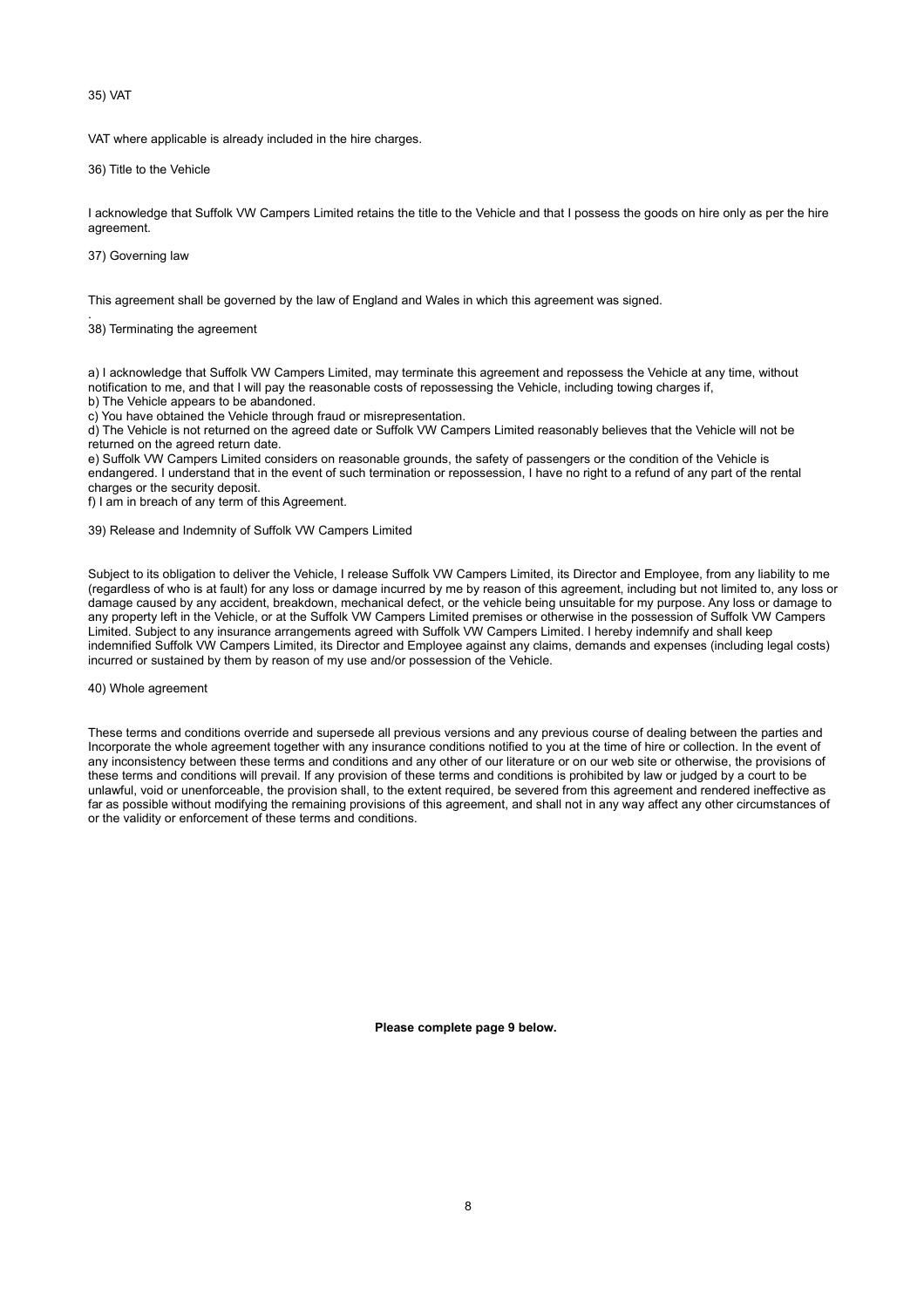35) VAT

VAT where applicable is already included in the hire charges.

36) Title to the Vehicle

I acknowledge that Suffolk VW Campers Limited retains the title to the Vehicle and that I possess the goods on hire only as per the hire agreement.

37) Governing law

This agreement shall be governed by the law of England and Wales in which this agreement was signed.

.
38) Terminating the agreement

a) I acknowledge that Suffolk VW Campers Limited, may terminate this agreement and repossess the Vehicle at any time, without notification to me, and that I will pay the reasonable costs of repossessing the Vehicle, including towing charges if,
b) The Vehicle appears to be abandoned.
c) You have obtained the Vehicle through fraud or misrepresentation.
d) The Vehicle is not returned on the agreed date or Suffolk VW Campers Limited reasonably believes that the Vehicle will not be returned on the agreed return date.
e) Suffolk VW Campers Limited considers on reasonable grounds, the safety of passengers or the condition of the Vehicle is endangered. I understand that in the event of such termination or repossession, I have no right to a refund of any part of the rental charges or the security deposit.
f) I am in breach of any term of this Agreement.

39) Release and Indemnity of Suffolk VW Campers Limited

Subject to its obligation to deliver the Vehicle, I release Suffolk VW Campers Limited, its Director and Employee, from any liability to me (regardless of who is at fault) for any loss or damage incurred by me by reason of this agreement, including but not limited to, any loss or damage caused by any accident, breakdown, mechanical defect, or the vehicle being unsuitable for my purpose. Any loss or damage to any property left in the Vehicle, or at the Suffolk VW Campers Limited premises or otherwise in the possession of Suffolk VW Campers Limited. Subject to any insurance arrangements agreed with Suffolk VW Campers Limited. I hereby indemnify and shall keep indemnified Suffolk VW Campers Limited, its Director and Employee against any claims, demands and expenses (including legal costs) incurred or sustained by them by reason of my use and/or possession of the Vehicle.

40) Whole agreement

These terms and conditions override and supersede all previous versions and any previous course of dealing between the parties and Incorporate the whole agreement together with any insurance conditions notified to you at the time of hire or collection. In the event of any inconsistency between these terms and conditions and any other of our literature or on our web site or otherwise, the provisions of these terms and conditions will prevail. If any provision of these terms and conditions is prohibited by law or judged by a court to be unlawful, void or unenforceable, the provision shall, to the extent required, be severed from this agreement and rendered ineffective as far as possible without modifying the remaining provisions of this agreement, and shall not in any way affect any other circumstances of or the validity or enforcement of these terms and conditions.

**Please complete page 9 below.**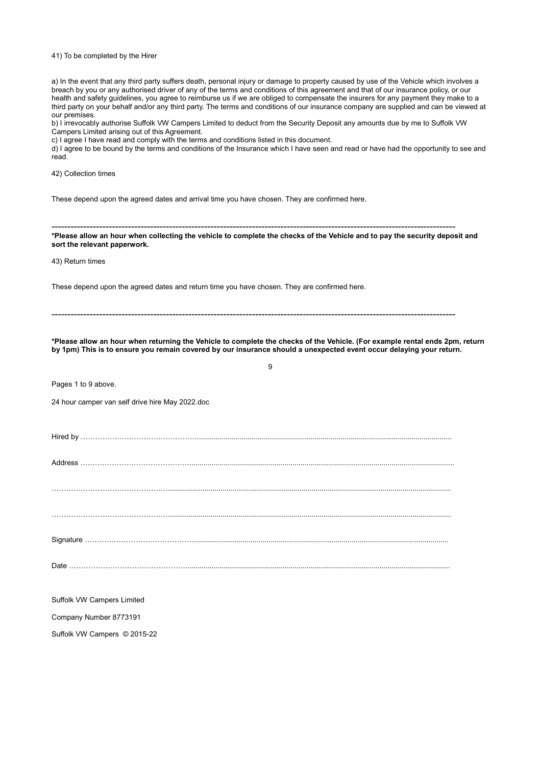41) To be completed by the Hirer

a) In the event that any third party suffers death, personal injury or damage to property caused by use of the Vehicle which involves a breach by you or any authorised driver of any of the terms and conditions of this agreement and that of our insurance policy, or our health and safety guidelines, you agree to reimburse us if we are obliged to compensate the insurers for any payment they make to a third party on your behalf and/or any third party. The terms and conditions of our insurance company are supplied and can be viewed at our premises.
b) I irrevocably authorise Suffolk VW Campers Limited to deduct from the Security Deposit any amounts due by me to Suffolk VW Campers Limited arising out of this Agreement.
c) I agree I have read and comply with the terms and conditions listed in this document.
d) I agree to be bound by the terms and conditions of the Insurance which I have seen and read or have had the opportunity to see and read.

42) Collection times

These depend upon the agreed dates and arrival time you have chosen. They are confirmed here.

---

**\*Please allow an hour when collecting the vehicle to complete the checks of the Vehicle and to pay the security deposit and sort the relevant paperwork.**

43) Return times

These depend upon the agreed dates and return time you have chosen. They are confirmed here.

---

**\*Please allow an hour when returning the Vehicle to complete the checks of the Vehicle. (For example rental ends 2pm, return by 1pm) This is to ensure you remain covered by our insurance should a unexpected event occur delaying your return.**

Pages 1 to 9 above.

24 hour camper van self drive hire May 2022.doc

Hired by ……………………………………………………………………………………………………………

Address ……………………………………………………………………………………………………………

……………………………………………………………………………………………………………

……………………………………………………………………………………………………………

Signature ……………………………………………………………………………………………………………

Date ……………………………………………………………………………………………………………

Suffolk VW Campers Limited

Company Number 8773191

Suffolk VW Campers © 2015-22